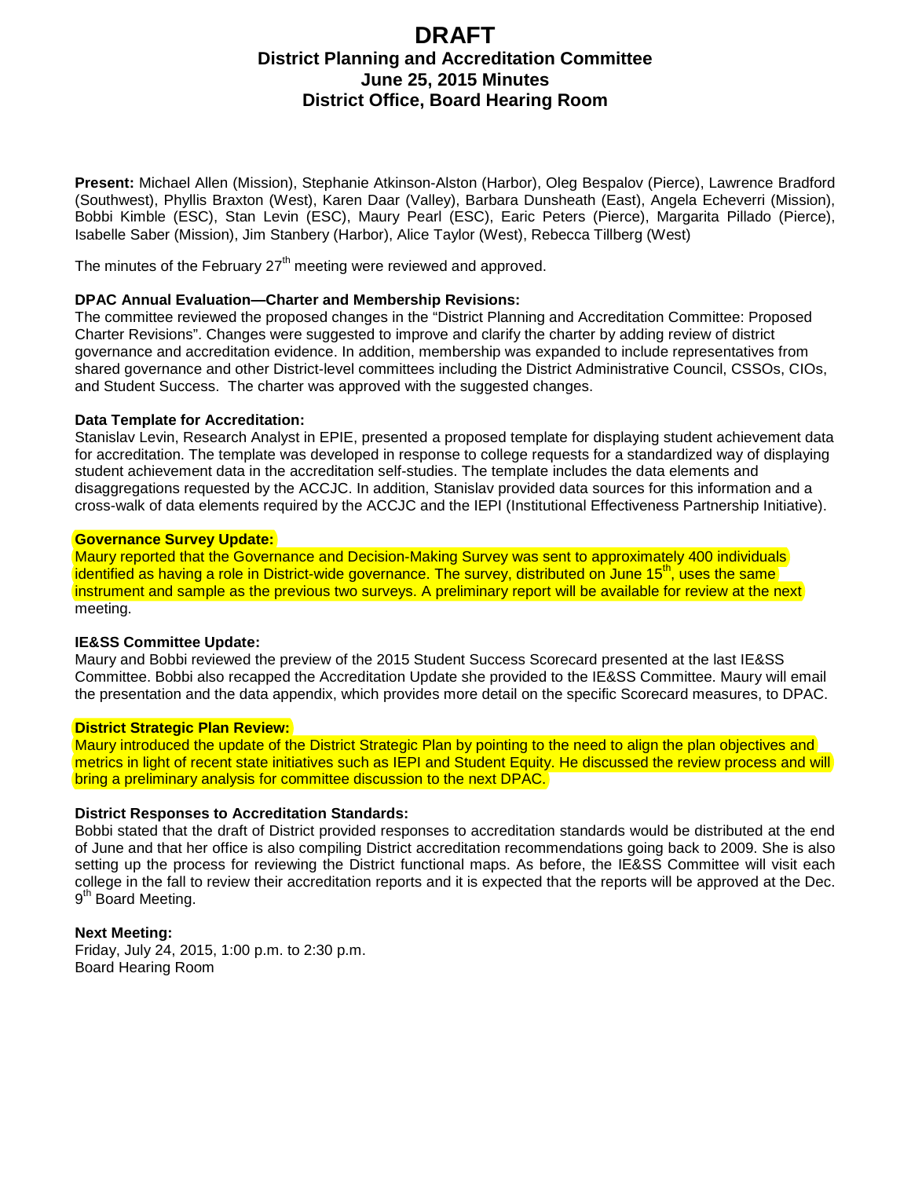# DRAFT

## District Planning and Accreditation Committee
## June 25, 2015 Minutes
## District Office, Board Hearing Room

**Present:** Michael Allen (Mission), Stephanie Atkinson-Alston (Harbor), Oleg Bespalov (Pierce), Lawrence Bradford (Southwest), Phyllis Braxton (West), Karen Daar (Valley), Barbara Dunsheath (East), Angela Echeverri (Mission), Bobbi Kimble (ESC), Stan Levin (ESC), Maury Pearl (ESC), Earic Peters (Pierce), Margarita Pillado (Pierce), Isabelle Saber (Mission), Jim Stanbery (Harbor), Alice Taylor (West), Rebecca Tillberg (West)

The minutes of the February 27th meeting were reviewed and approved.

**DPAC Annual Evaluation—Charter and Membership Revisions:**
The committee reviewed the proposed changes in the "District Planning and Accreditation Committee: Proposed Charter Revisions". Changes were suggested to improve and clarify the charter by adding review of district governance and accreditation evidence. In addition, membership was expanded to include representatives from shared governance and other District-level committees including the District Administrative Council, CSSOs, CIOs, and Student Success. The charter was approved with the suggested changes.

**Data Template for Accreditation:**
Stanislav Levin, Research Analyst in EPIE, presented a proposed template for displaying student achievement data for accreditation. The template was developed in response to college requests for a standardized way of displaying student achievement data in the accreditation self-studies. The template includes the data elements and disaggregations requested by the ACCJC. In addition, Stanislav provided data sources for this information and a cross-walk of data elements required by the ACCJC and the IEPI (Institutional Effectiveness Partnership Initiative).

**Governance Survey Update:**
Maury reported that the Governance and Decision-Making Survey was sent to approximately 400 individuals identified as having a role in District-wide governance. The survey, distributed on June 15th, uses the same instrument and sample as the previous two surveys. A preliminary report will be available for review at the next meeting.

**IE&SS Committee Update:**
Maury and Bobbi reviewed the preview of the 2015 Student Success Scorecard presented at the last IE&SS Committee. Bobbi also recapped the Accreditation Update she provided to the IE&SS Committee. Maury will email the presentation and the data appendix, which provides more detail on the specific Scorecard measures, to DPAC.

**District Strategic Plan Review:**
Maury introduced the update of the District Strategic Plan by pointing to the need to align the plan objectives and metrics in light of recent state initiatives such as IEPI and Student Equity. He discussed the review process and will bring a preliminary analysis for committee discussion to the next DPAC.

**District Responses to Accreditation Standards:**
Bobbi stated that the draft of District provided responses to accreditation standards would be distributed at the end of June and that her office is also compiling District accreditation recommendations going back to 2009. She is also setting up the process for reviewing the District functional maps. As before, the IE&SS Committee will visit each college in the fall to review their accreditation reports and it is expected that the reports will be approved at the Dec. 9th Board Meeting.

**Next Meeting:**
Friday, July 24, 2015, 1:00 p.m. to 2:30 p.m.
Board Hearing Room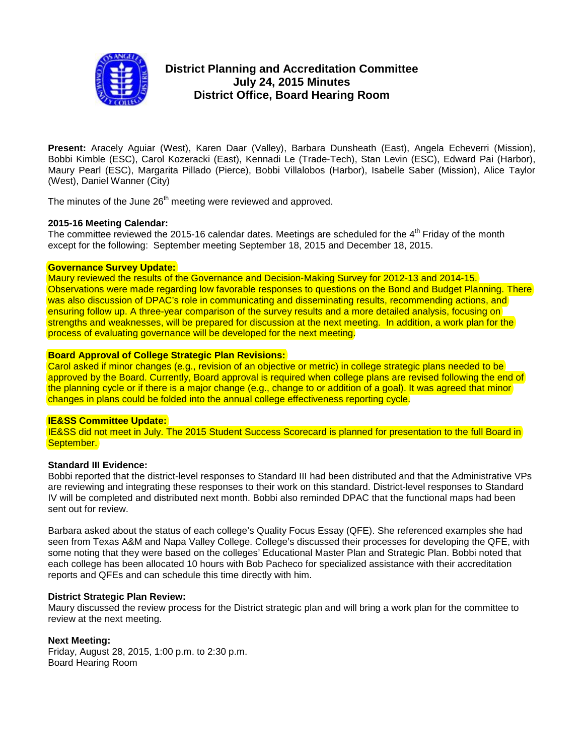# District Planning and Accreditation Committee
## July 24, 2015 Minutes
## District Office, Board Hearing Room

**Present:** Aracely Aguiar (West), Karen Daar (Valley), Barbara Dunsheath (East), Angela Echeverri (Mission), Bobbi Kimble (ESC), Carol Kozeracki (East), Kennadi Le (Trade-Tech), Stan Levin (ESC), Edward Pai (Harbor), Maury Pearl (ESC), Margarita Pillado (Pierce), Bobbi Villalobos (Harbor), Isabelle Saber (Mission), Alice Taylor (West), Daniel Wanner (City)

The minutes of the June 26th meeting were reviewed and approved.

**2015-16 Meeting Calendar:**
The committee reviewed the 2015-16 calendar dates. Meetings are scheduled for the 4th Friday of the month except for the following: September meeting September 18, 2015 and December 18, 2015.

**Governance Survey Update:**
Maury reviewed the results of the Governance and Decision-Making Survey for 2012-13 and 2014-15. Observations were made regarding low favorable responses to questions on the Bond and Budget Planning. There was also discussion of DPAC's role in communicating and disseminating results, recommending actions, and ensuring follow up. A three-year comparison of the survey results and a more detailed analysis, focusing on strengths and weaknesses, will be prepared for discussion at the next meeting. In addition, a work plan for the process of evaluating governance will be developed for the next meeting.

**Board Approval of College Strategic Plan Revisions:**
Carol asked if minor changes (e.g., revision of an objective or metric) in college strategic plans needed to be approved by the Board. Currently, Board approval is required when college plans are revised following the end of the planning cycle or if there is a major change (e.g., change to or addition of a goal). It was agreed that minor changes in plans could be folded into the annual college effectiveness reporting cycle.

**IE&SS Committee Update:**
IE&SS did not meet in July. The 2015 Student Success Scorecard is planned for presentation to the full Board in September.

**Standard III Evidence:**
Bobbi reported that the district-level responses to Standard III had been distributed and that the Administrative VPs are reviewing and integrating these responses to their work on this standard. District-level responses to Standard IV will be completed and distributed next month. Bobbi also reminded DPAC that the functional maps had been sent out for review.

Barbara asked about the status of each college's Quality Focus Essay (QFE). She referenced examples she had seen from Texas A&M and Napa Valley College. College's discussed their processes for developing the QFE, with some noting that they were based on the colleges' Educational Master Plan and Strategic Plan. Bobbi noted that each college has been allocated 10 hours with Bob Pacheco for specialized assistance with their accreditation reports and QFEs and can schedule this time directly with him.

**District Strategic Plan Review:**
Maury discussed the review process for the District strategic plan and will bring a work plan for the committee to review at the next meeting.

**Next Meeting:**
Friday, August 28, 2015, 1:00 p.m. to 2:30 p.m.
Board Hearing Room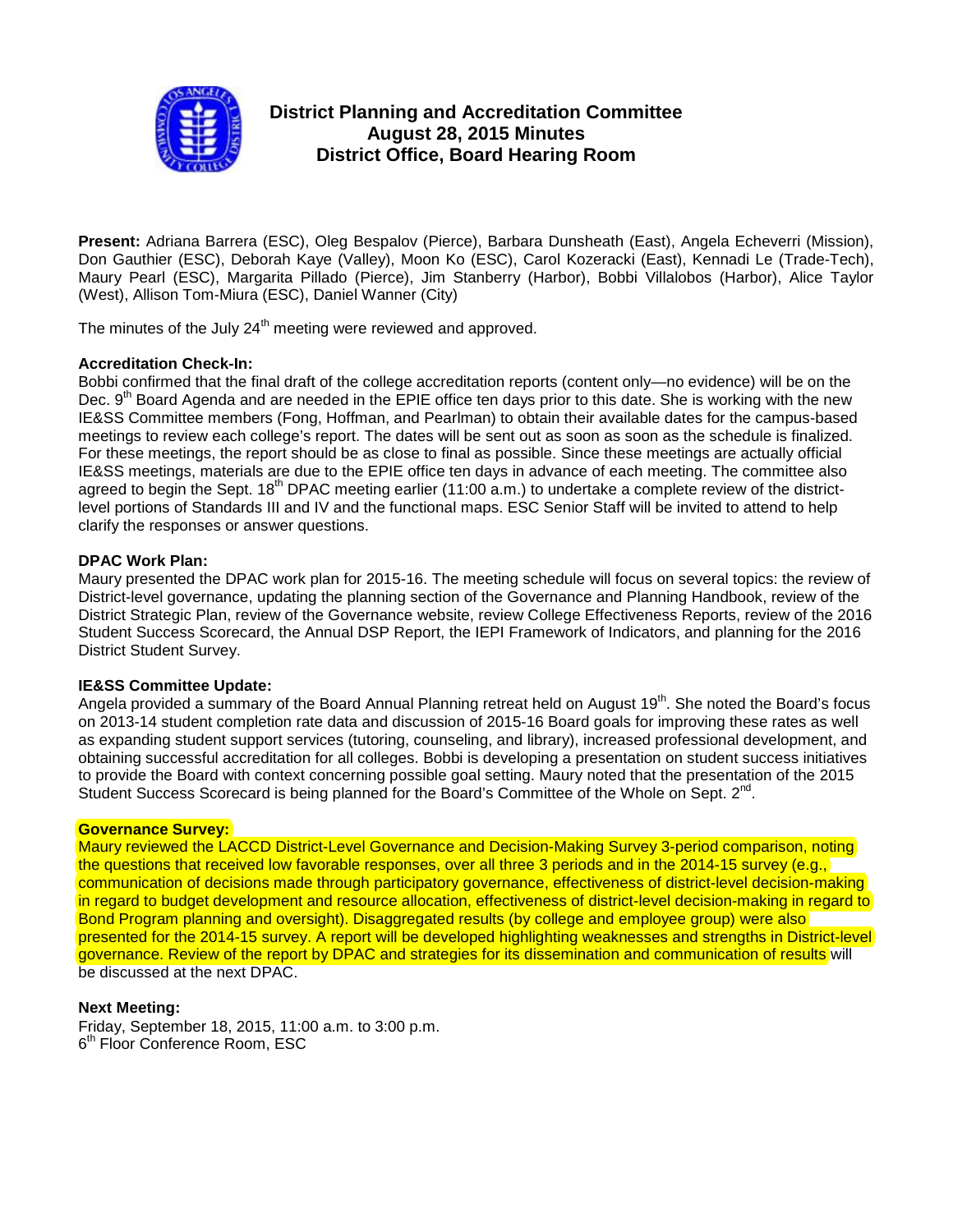# District Planning and Accreditation Committee
## August 28, 2015 Minutes
## District Office, Board Hearing Room

**Present:** Adriana Barrera (ESC), Oleg Bespalov (Pierce), Barbara Dunsheath (East), Angela Echeverri (Mission), Don Gauthier (ESC), Deborah Kaye (Valley), Moon Ko (ESC), Carol Kozeracki (East), Kennadi Le (Trade-Tech), Maury Pearl (ESC), Margarita Pillado (Pierce), Jim Stanberry (Harbor), Bobbi Villalobos (Harbor), Alice Taylor (West), Allison Tom-Miura (ESC), Daniel Wanner (City)

The minutes of the July 24th meeting were reviewed and approved.

**Accreditation Check-In:**
Bobbi confirmed that the final draft of the college accreditation reports (content only—no evidence) will be on the Dec. 9th Board Agenda and are needed in the EPIE office ten days prior to this date. She is working with the new IE&SS Committee members (Fong, Hoffman, and Pearlman) to obtain their available dates for the campus-based meetings to review each college's report. The dates will be sent out as soon as soon as the schedule is finalized. For these meetings, the report should be as close to final as possible. Since these meetings are actually official IE&SS meetings, materials are due to the EPIE office ten days in advance of each meeting. The committee also agreed to begin the Sept. 18th DPAC meeting earlier (11:00 a.m.) to undertake a complete review of the district-level portions of Standards III and IV and the functional maps. ESC Senior Staff will be invited to attend to help clarify the responses or answer questions.

**DPAC Work Plan:**
Maury presented the DPAC work plan for 2015-16. The meeting schedule will focus on several topics: the review of District-level governance, updating the planning section of the Governance and Planning Handbook, review of the District Strategic Plan, review of the Governance website, review College Effectiveness Reports, review of the 2016 Student Success Scorecard, the Annual DSP Report, the IEPI Framework of Indicators, and planning for the 2016 District Student Survey.

**IE&SS Committee Update:**
Angela provided a summary of the Board Annual Planning retreat held on August 19th. She noted the Board's focus on 2013-14 student completion rate data and discussion of 2015-16 Board goals for improving these rates as well as expanding student support services (tutoring, counseling, and library), increased professional development, and obtaining successful accreditation for all colleges. Bobbi is developing a presentation on student success initiatives to provide the Board with context concerning possible goal setting. Maury noted that the presentation of the 2015 Student Success Scorecard is being planned for the Board's Committee of the Whole on Sept. 2nd.

**Governance Survey:**
Maury reviewed the LACCD District-Level Governance and Decision-Making Survey 3-period comparison, noting the questions that received low favorable responses, over all three 3 periods and in the 2014-15 survey (e.g., communication of decisions made through participatory governance, effectiveness of district-level decision-making in regard to budget development and resource allocation, effectiveness of district-level decision-making in regard to Bond Program planning and oversight). Disaggregated results (by college and employee group) were also presented for the 2014-15 survey. A report will be developed highlighting weaknesses and strengths in District-level governance. Review of the report by DPAC and strategies for its dissemination and communication of results will be discussed at the next DPAC.

**Next Meeting:**
Friday, September 18, 2015, 11:00 a.m. to 3:00 p.m.
6th Floor Conference Room, ESC